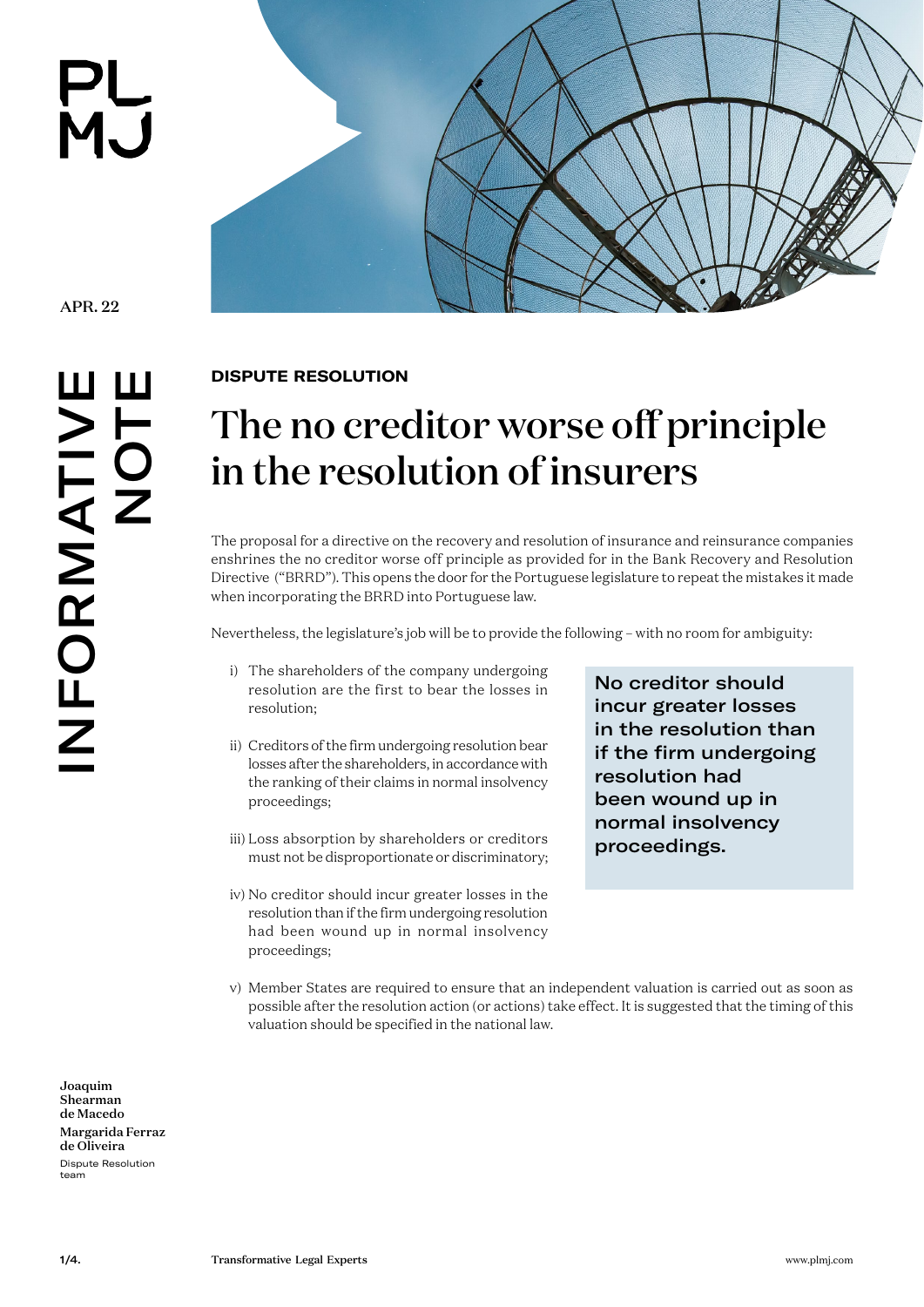APR. 22

INFORMATIVE NOTE

DISPUTE RESOLUTION

# The no creditor worse off principle in the resolution of insurers

The proposal for a directive on the recovery and resolution of insurance and reinsurance companies enshrines the no creditor worse off principle as provided for in the Bank Recovery and Resolution Directive ("BRRD"). This opens the door for the Portuguese legislature to repeat the mistakes it made when incorporating the BRRD into Portuguese law.

Nevertheless, the legislature's job will be to provide the following – with no room for ambiguity:

i) The shareholders of the company undergoing resolution are the first to bear the losses in resolution;

ii) Creditors of the firm undergoing resolution bear losses after the shareholders, in accordance with the ranking of their claims in normal insolvency proceedings;

iii) Loss absorption by shareholders or creditors must not be disproportionate or discriminatory;

iv) No creditor should incur greater losses in the resolution than if the firm undergoing resolution had been wound up in normal insolvency proceedings;

v) Member States are required to ensure that an independent valuation is carried out as soon as possible after the resolution action (or actions) take effect. It is suggested that the timing of this valuation should be specified in the national law.

> **No creditor should incur greater losses in the resolution than if the firm undergoing resolution had been wound up in normal insolvency proceedings.**

**Joaquim Shearman de Macedo**
**Margarida Ferraz de Oliveira**
Dispute Resolution team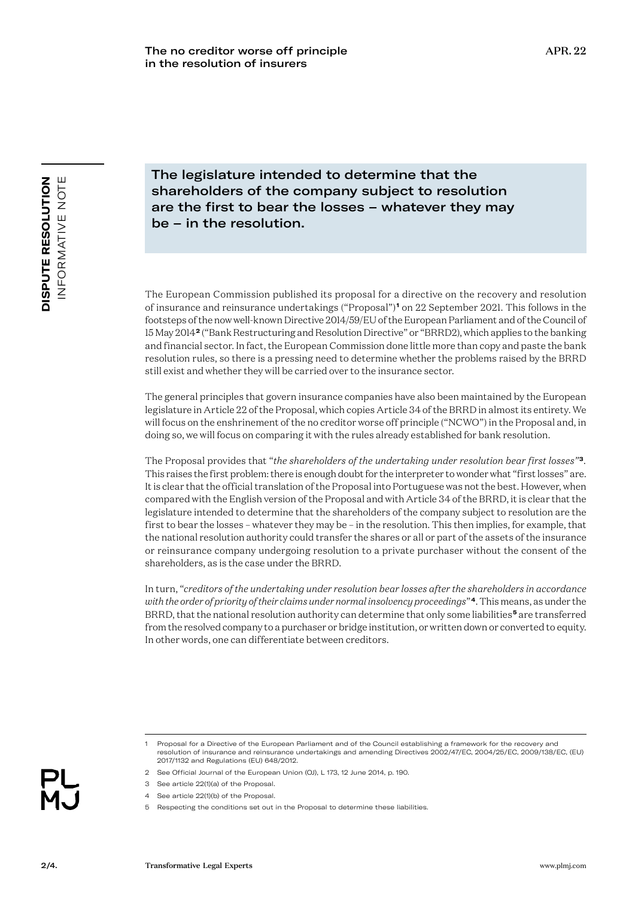**The legislature intended to determine that the shareholders of the company subject to resolution are the first to bear the losses – whatever they may be – in the resolution.**

The European Commission published its proposal for a directive on the recovery and resolution of insurance and reinsurance undertakings ("Proposal")[1] on 22 September 2021. This follows in the footsteps of the now well-known Directive 2014/59/EU of the European Parliament and of the Council of 15 May 2014[2] ("Bank Restructuring and Resolution Directive" or "BRRD2), which applies to the banking and financial sector. In fact, the European Commission done little more than copy and paste the bank resolution rules, so there is a pressing need to determine whether the problems raised by the BRRD still exist and whether they will be carried over to the insurance sector.

The general principles that govern insurance companies have also been maintained by the European legislature in Article 22 of the Proposal, which copies Article 34 of the BRRD in almost its entirety. We will focus on the enshrinement of the no creditor worse off principle ("NCWO") in the Proposal and, in doing so, we will focus on comparing it with the rules already established for bank resolution.

The Proposal provides that "*the shareholders of the undertaking under resolution bear first losses*"[3]. This raises the first problem: there is enough doubt for the interpreter to wonder what "first losses" are. It is clear that the official translation of the Proposal into Portuguese was not the best. However, when compared with the English version of the Proposal and with Article 34 of the BRRD, it is clear that the legislature intended to determine that the shareholders of the company subject to resolution are the first to bear the losses – whatever they may be – in the resolution. This then implies, for example, that the national resolution authority could transfer the shares or all or part of the assets of the insurance or reinsurance company undergoing resolution to a private purchaser without the consent of the shareholders, as is the case under the BRRD.

In turn, "*creditors of the undertaking under resolution bear losses after the shareholders in accordance with the order of priority of their claims under normal insolvency proceedings*"[4]. This means, as under the BRRD, that the national resolution authority can determine that only some liabilities[5] are transferred from the resolved company to a purchaser or bridge institution, or written down or converted to equity. In other words, one can differentiate between creditors.

---

1 Proposal for a Directive of the European Parliament and of the Council establishing a framework for the recovery and resolution of insurance and reinsurance undertakings and amending Directives 2002/47/EC, 2004/25/EC, 2009/138/EC, (EU) 2017/1132 and Regulations (EU) 648/2012.

2 See Official Journal of the European Union (OJ), L 173, 12 June 2014, p. 190.

3 See article 22(1)(a) of the Proposal.

4 See article 22(1)(b) of the Proposal.

5 Respecting the conditions set out in the Proposal to determine these liabilities.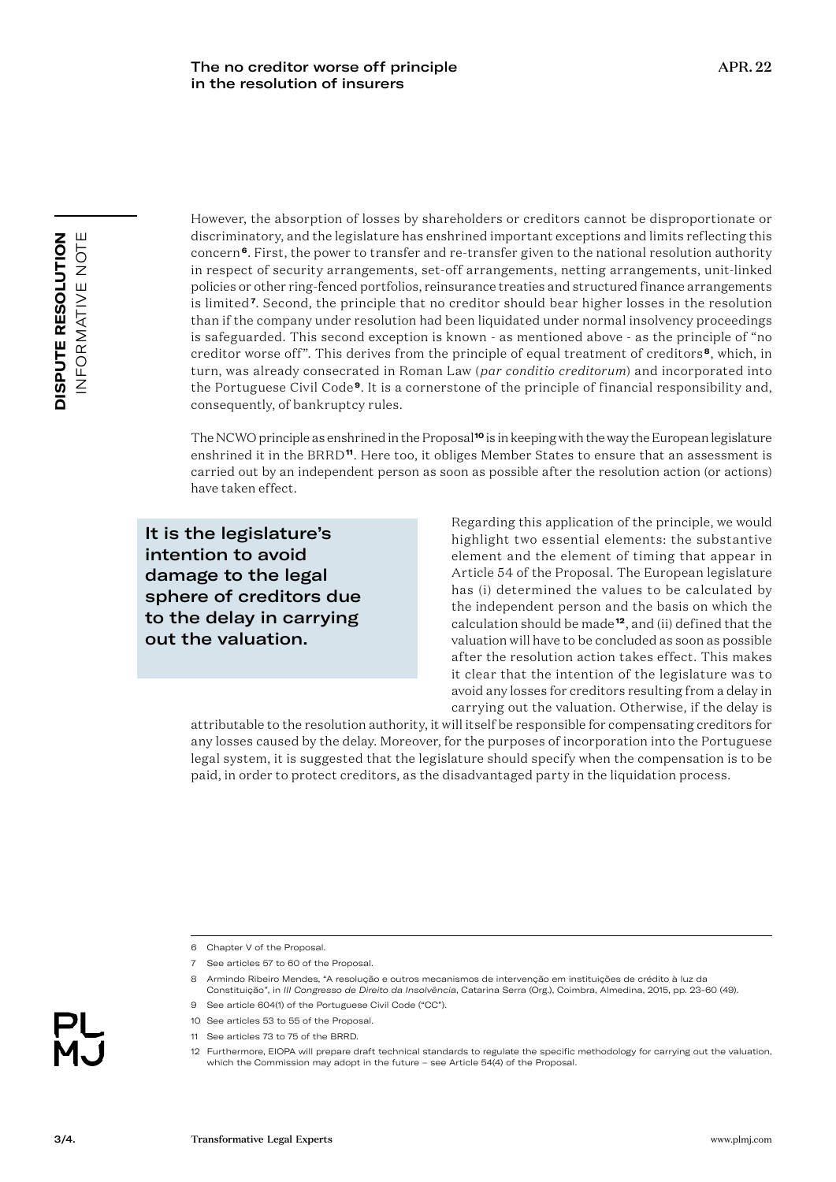However, the absorption of losses by shareholders or creditors cannot be disproportionate or discriminatory, and the legislature has enshrined important exceptions and limits reflecting this concern[6]. First, the power to transfer and re-transfer given to the national resolution authority in respect of security arrangements, set-off arrangements, netting arrangements, unit-linked policies or other ring-fenced portfolios, reinsurance treaties and structured finance arrangements is limited[7]. Second, the principle that no creditor should bear higher losses in the resolution than if the company under resolution had been liquidated under normal insolvency proceedings is safeguarded. This second exception is known - as mentioned above - as the principle of "no creditor worse off". This derives from the principle of equal treatment of creditors[8], which, in turn, was already consecrated in Roman Law (*par conditio creditorum*) and incorporated into the Portuguese Civil Code[9]. It is a cornerstone of the principle of financial responsibility and, consequently, of bankruptcy rules.

The NCWO principle as enshrined in the Proposal[10] is in keeping with the way the European legislature enshrined it in the BRRD[11]. Here too, it obliges Member States to ensure that an assessment is carried out by an independent person as soon as possible after the resolution action (or actions) have taken effect.

**It is the legislature's intention to avoid damage to the legal sphere of creditors due to the delay in carrying out the valuation.**

Regarding this application of the principle, we would highlight two essential elements: the substantive element and the element of timing that appear in Article 54 of the Proposal. The European legislature has (i) determined the values to be calculated by the independent person and the basis on which the calculation should be made[12], and (ii) defined that the valuation will have to be concluded as soon as possible after the resolution action takes effect. This makes it clear that the intention of the legislature was to avoid any losses for creditors resulting from a delay in carrying out the valuation. Otherwise, if the delay is attributable to the resolution authority, it will itself be responsible for compensating creditors for any losses caused by the delay. Moreover, for the purposes of incorporation into the Portuguese legal system, it is suggested that the legislature should specify when the compensation is to be paid, in order to protect creditors, as the disadvantaged party in the liquidation process.

---

6 Chapter V of the Proposal.

7 See articles 57 to 60 of the Proposal.

8 Armindo Ribeiro Mendes, "A resolução e outros mecanismos de intervenção em instituições de crédito à luz da Constituição", in *III Congresso de Direito da Insolvência*, Catarina Serra (Org.), Coimbra, Almedina, 2015, pp. 23-60 (49).

9 See article 604(1) of the Portuguese Civil Code ("CC").

10 See articles 53 to 55 of the Proposal.

11 See articles 73 to 75 of the BRRD.

12 Furthermore, EIOPA will prepare draft technical standards to regulate the specific methodology for carrying out the valuation, which the Commission may adopt in the future – see Article 54(4) of the Proposal.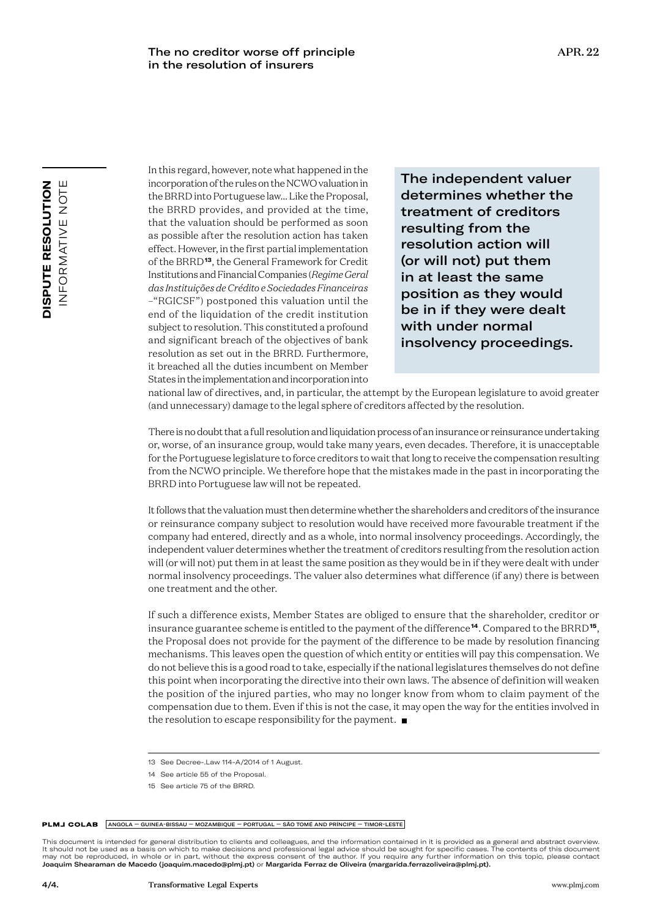In this regard, however, note what happened in the incorporation of the rules on the NCWO valuation in the BRRD into Portuguese law… Like the Proposal, the BRRD provides, and provided at the time, that the valuation should be performed as soon as possible after the resolution action has taken effect. However, in the first partial implementation of the BRRD[13], the General Framework for Credit Institutions and Financial Companies (*Regime Geral das Instituições de Crédito e Sociedades Financeiras* –"RGICSF") postponed this valuation until the end of the liquidation of the credit institution subject to resolution. This constituted a profound and significant breach of the objectives of bank resolution as set out in the BRRD. Furthermore, it breached all the duties incumbent on Member States in the implementation and incorporation into national law of directives, and, in particular, the attempt by the European legislature to avoid greater (and unnecessary) damage to the legal sphere of creditors affected by the resolution.

**The independent valuer determines whether the treatment of creditors resulting from the resolution action will (or will not) put them in at least the same position as they would be in if they were dealt with under normal insolvency proceedings.**

There is no doubt that a full resolution and liquidation process of an insurance or reinsurance undertaking or, worse, of an insurance group, would take many years, even decades. Therefore, it is unacceptable for the Portuguese legislature to force creditors to wait that long to receive the compensation resulting from the NCWO principle. We therefore hope that the mistakes made in the past in incorporating the BRRD into Portuguese law will not be repeated.

It follows that the valuation must then determine whether the shareholders and creditors of the insurance or reinsurance company subject to resolution would have received more favourable treatment if the company had entered, directly and as a whole, into normal insolvency proceedings. Accordingly, the independent valuer determines whether the treatment of creditors resulting from the resolution action will (or will not) put them in at least the same position as they would be in if they were dealt with under normal insolvency proceedings. The valuer also determines what difference (if any) there is between one treatment and the other.

If such a difference exists, Member States are obliged to ensure that the shareholder, creditor or insurance guarantee scheme is entitled to the payment of the difference[14]. Compared to the BRRD[15], the Proposal does not provide for the payment of the difference to be made by resolution financing mechanisms. This leaves open the question of which entity or entities will pay this compensation. We do not believe this is a good road to take, especially if the national legislatures themselves do not define this point when incorporating the directive into their own laws. The absence of definition will weaken the position of the injured parties, who may no longer know from whom to claim payment of the compensation due to them. Even if this is not the case, it may open the way for the entities involved in the resolution to escape responsibility for the payment. ■

13 See Decree-.Law 114-A/2014 of 1 August.

14 See article 55 of the Proposal.

15 See article 75 of the BRRD.

This document is intended for general distribution to clients and colleagues, and the information contained in it is provided as a general and abstract overview. It should not be used as a basis on which to make decisions and professional legal advice should be sought for specific cases. The contents of this document may not be reproduced, in whole or in part, without the express consent of the author. If you require any further information on this topic, please contact **Joaquim Shearaman de Macedo (joaquim.macedo@plmj.pt)** or **Margarida Ferraz de Oliveira (margarida.ferrazoliveira@plmj.pt).**